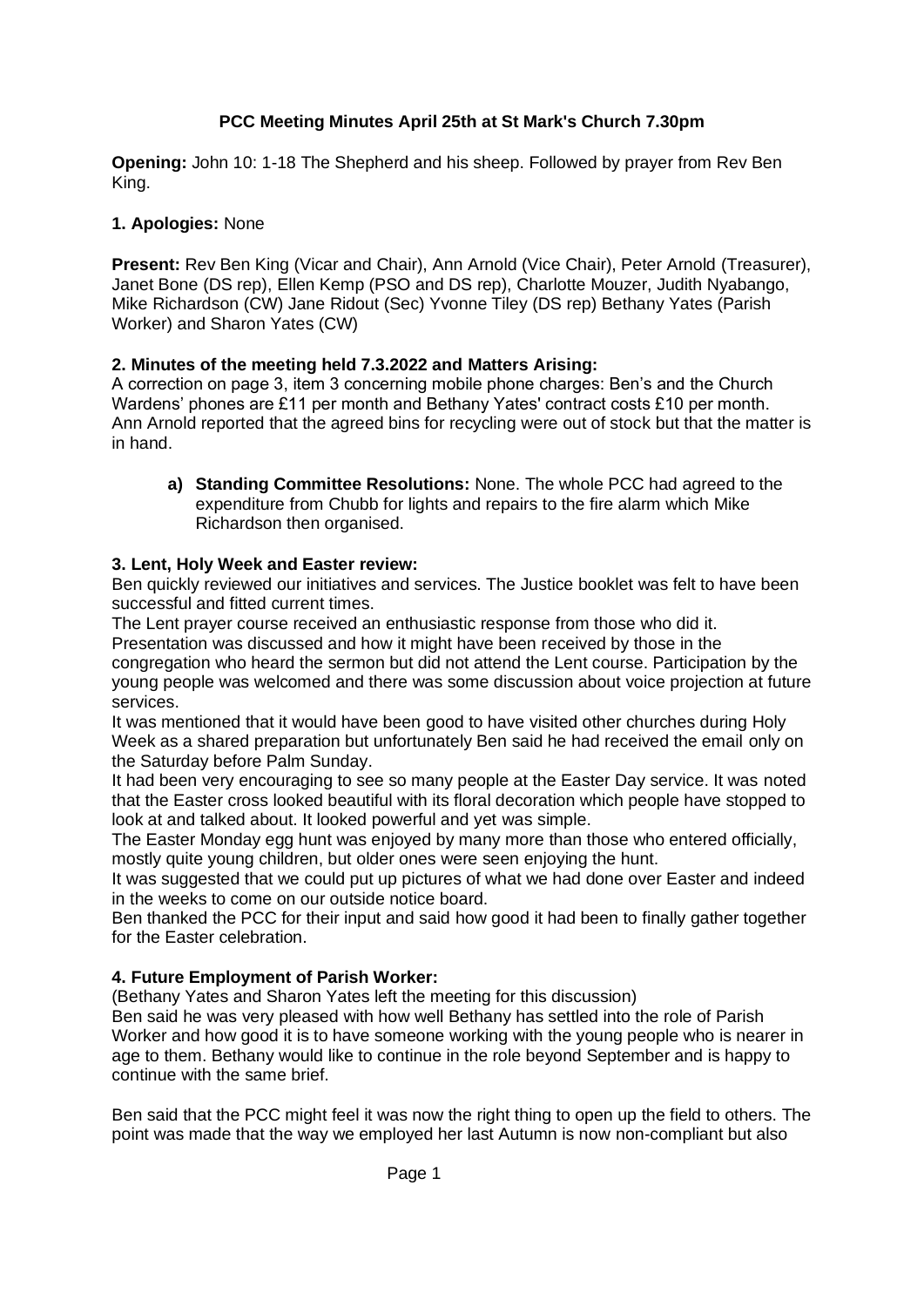# PCC Meeting Minutes April 25th at St Mark's Church 7.30pm

**Opening:** John 10: 1-18 The Shepherd and his sheep. Followed by prayer from Rev Ben King.

**1. Apologies:** None

**Present:** Rev Ben King (Vicar and Chair), Ann Arnold (Vice Chair), Peter Arnold (Treasurer), Janet Bone (DS rep), Ellen Kemp (PSO and DS rep), Charlotte Mouzer, Judith Nyabango, Mike Richardson (CW) Jane Ridout (Sec) Yvonne Tiley (DS rep) Bethany Yates (Parish Worker) and Sharon Yates (CW)

**2. Minutes of the meeting held 7.3.2022 and Matters Arising:**
A correction on page 3, item 3 concerning mobile phone charges: Ben's and the Church Wardens' phones are £11 per month and Bethany Yates' contract costs £10 per month. Ann Arnold reported that the agreed bins for recycling were out of stock but that the matter is in hand.

a) **Standing Committee Resolutions:** None. The whole PCC had agreed to the expenditure from Chubb for lights and repairs to the fire alarm which Mike Richardson then organised.

**3. Lent, Holy Week and Easter review:**
Ben quickly reviewed our initiatives and services. The Justice booklet was felt to have been successful and fitted current times.
The Lent prayer course received an enthusiastic response from those who did it. Presentation was discussed and how it might have been received by those in the congregation who heard the sermon but did not attend the Lent course. Participation by the young people was welcomed and there was some discussion about voice projection at future services.
It was mentioned that it would have been good to have visited other churches during Holy Week as a shared preparation but unfortunately Ben said he had received the email only on the Saturday before Palm Sunday.
It had been very encouraging to see so many people at the Easter Day service. It was noted that the Easter cross looked beautiful with its floral decoration which people have stopped to look at and talked about. It looked powerful and yet was simple.
The Easter Monday egg hunt was enjoyed by many more than those who entered officially, mostly quite young children, but older ones were seen enjoying the hunt.
It was suggested that we could put up pictures of what we had done over Easter and indeed in the weeks to come on our outside notice board.
Ben thanked the PCC for their input and said how good it had been to finally gather together for the Easter celebration.

**4. Future Employment of Parish Worker:**
(Bethany Yates and Sharon Yates left the meeting for this discussion)
Ben said he was very pleased with how well Bethany has settled into the role of Parish Worker and how good it is to have someone working with the young people who is nearer in age to them. Bethany would like to continue in the role beyond September and is happy to continue with the same brief.

Ben said that the PCC might feel it was now the right thing to open up the field to others. The point was made that the way we employed her last Autumn is now non-compliant but also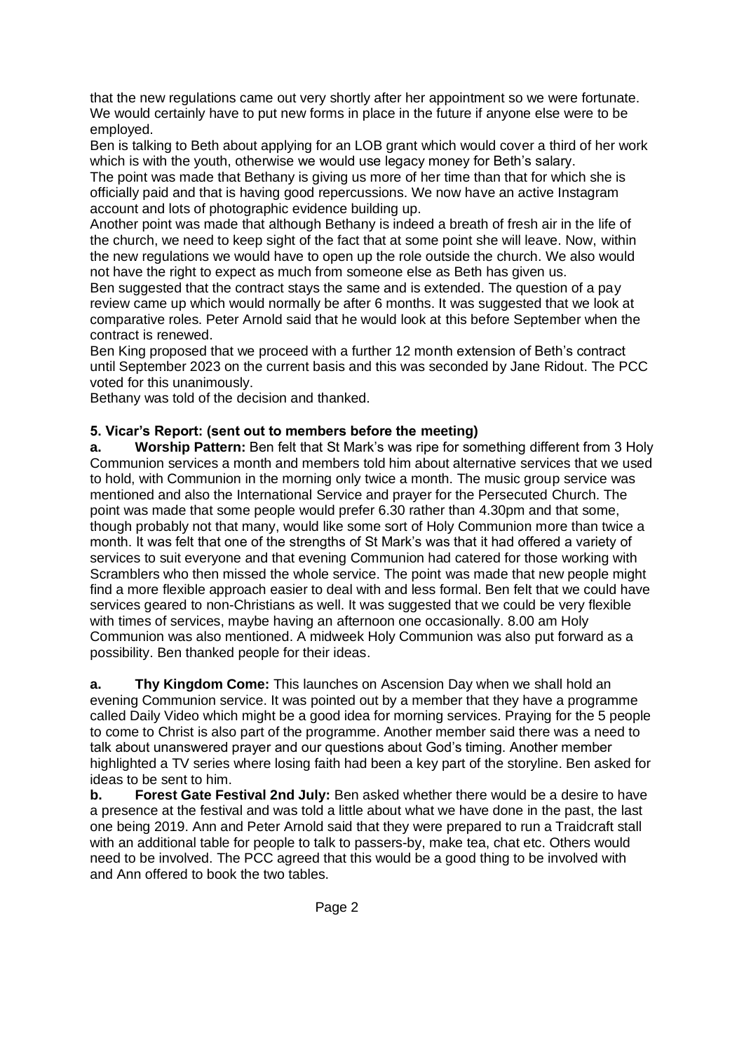that the new regulations came out very shortly after her appointment so we were fortunate. We would certainly have to put new forms in place in the future if anyone else were to be employed.

Ben is talking to Beth about applying for an LOB grant which would cover a third of her work which is with the youth, otherwise we would use legacy money for Beth's salary.

The point was made that Bethany is giving us more of her time than that for which she is officially paid and that is having good repercussions. We now have an active Instagram account and lots of photographic evidence building up.

Another point was made that although Bethany is indeed a breath of fresh air in the life of the church, we need to keep sight of the fact that at some point she will leave. Now, within the new regulations we would have to open up the role outside the church. We also would not have the right to expect as much from someone else as Beth has given us.

Ben suggested that the contract stays the same and is extended. The question of a pay review came up which would normally be after 6 months. It was suggested that we look at comparative roles. Peter Arnold said that he would look at this before September when the contract is renewed.

Ben King proposed that we proceed with a further 12 month extension of Beth's contract until September 2023 on the current basis and this was seconded by Jane Ridout. The PCC voted for this unanimously.

Bethany was told of the decision and thanked.

**5. Vicar's Report: (sent out to members before the meeting)**

**a. Worship Pattern:** Ben felt that St Mark's was ripe for something different from 3 Holy Communion services a month and members told him about alternative services that we used to hold, with Communion in the morning only twice a month. The music group service was mentioned and also the International Service and prayer for the Persecuted Church. The point was made that some people would prefer 6.30 rather than 4.30pm and that some, though probably not that many, would like some sort of Holy Communion more than twice a month. It was felt that one of the strengths of St Mark's was that it had offered a variety of services to suit everyone and that evening Communion had catered for those working with Scramblers who then missed the whole service. The point was made that new people might find a more flexible approach easier to deal with and less formal. Ben felt that we could have services geared to non-Christians as well. It was suggested that we could be very flexible with times of services, maybe having an afternoon one occasionally. 8.00 am Holy Communion was also mentioned. A midweek Holy Communion was also put forward as a possibility. Ben thanked people for their ideas.

**a. Thy Kingdom Come:** This launches on Ascension Day when we shall hold an evening Communion service. It was pointed out by a member that they have a programme called Daily Video which might be a good idea for morning services. Praying for the 5 people to come to Christ is also part of the programme. Another member said there was a need to talk about unanswered prayer and our questions about God's timing. Another member highlighted a TV series where losing faith had been a key part of the storyline. Ben asked for ideas to be sent to him.

**b. Forest Gate Festival 2nd July:** Ben asked whether there would be a desire to have a presence at the festival and was told a little about what we have done in the past, the last one being 2019. Ann and Peter Arnold said that they were prepared to run a Traidcraft stall with an additional table for people to talk to passers-by, make tea, chat etc. Others would need to be involved. The PCC agreed that this would be a good thing to be involved with and Ann offered to book the two tables.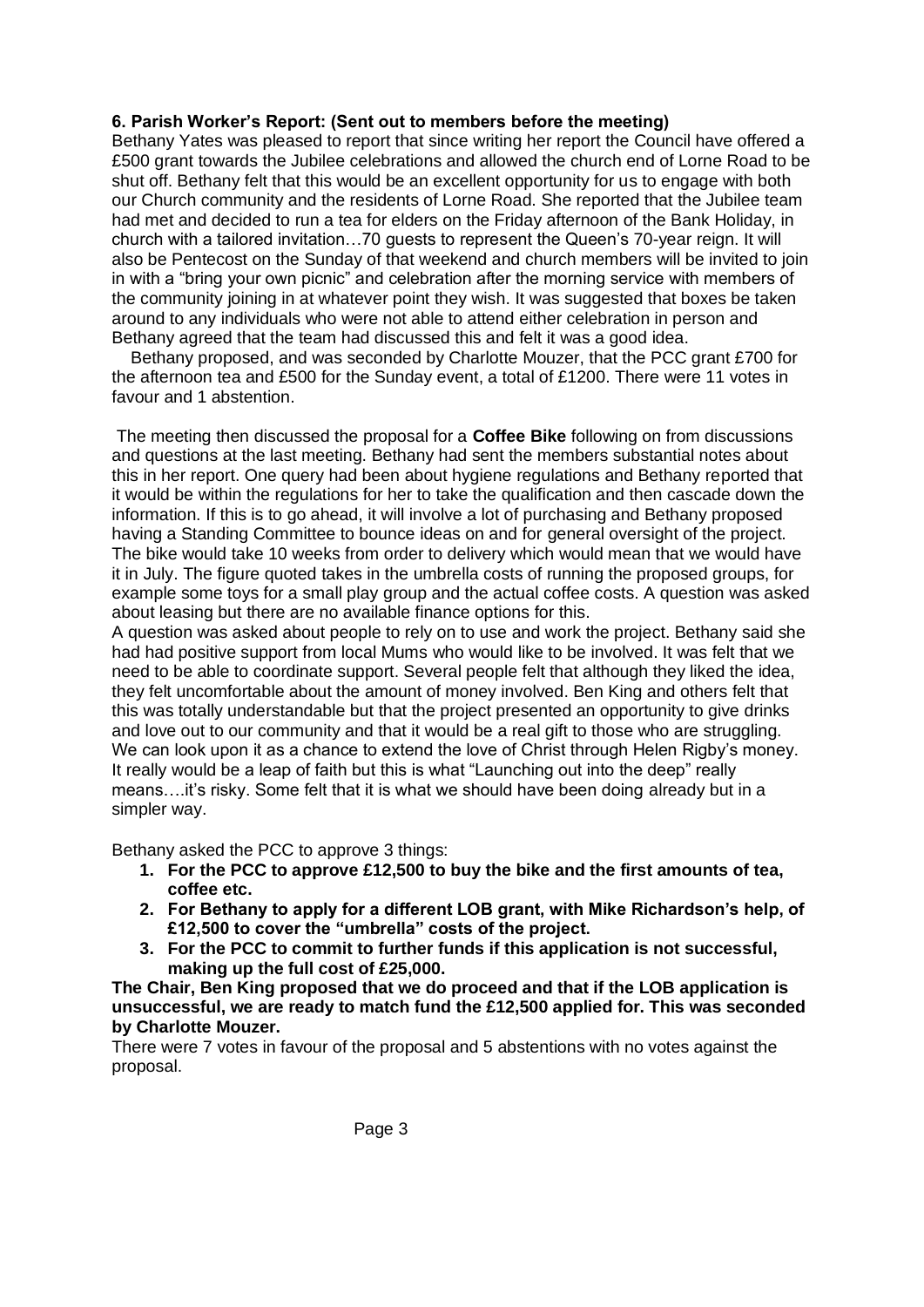**6. Parish Worker's Report: (Sent out to members before the meeting)**

Bethany Yates was pleased to report that since writing her report the Council have offered a £500 grant towards the Jubilee celebrations and allowed the church end of Lorne Road to be shut off. Bethany felt that this would be an excellent opportunity for us to engage with both our Church community and the residents of Lorne Road. She reported that the Jubilee team had met and decided to run a tea for elders on the Friday afternoon of the Bank Holiday, in church with a tailored invitation…70 guests to represent the Queen's 70-year reign. It will also be Pentecost on the Sunday of that weekend and church members will be invited to join in with a "bring your own picnic" and celebration after the morning service with members of the community joining in at whatever point they wish. It was suggested that boxes be taken around to any individuals who were not able to attend either celebration in person and Bethany agreed that the team had discussed this and felt it was a good idea.

Bethany proposed, and was seconded by Charlotte Mouzer, that the PCC grant £700 for the afternoon tea and £500 for the Sunday event, a total of £1200. There were 11 votes in favour and 1 abstention.

The meeting then discussed the proposal for a **Coffee Bike** following on from discussions and questions at the last meeting. Bethany had sent the members substantial notes about this in her report. One query had been about hygiene regulations and Bethany reported that it would be within the regulations for her to take the qualification and then cascade down the information. If this is to go ahead, it will involve a lot of purchasing and Bethany proposed having a Standing Committee to bounce ideas on and for general oversight of the project. The bike would take 10 weeks from order to delivery which would mean that we would have it in July. The figure quoted takes in the umbrella costs of running the proposed groups, for example some toys for a small play group and the actual coffee costs. A question was asked about leasing but there are no available finance options for this.

A question was asked about people to rely on to use and work the project. Bethany said she had had positive support from local Mums who would like to be involved. It was felt that we need to be able to coordinate support. Several people felt that although they liked the idea, they felt uncomfortable about the amount of money involved. Ben King and others felt that this was totally understandable but that the project presented an opportunity to give drinks and love out to our community and that it would be a real gift to those who are struggling. We can look upon it as a chance to extend the love of Christ through Helen Rigby's money. It really would be a leap of faith but this is what "Launching out into the deep" really means….it's risky. Some felt that it is what we should have been doing already but in a simpler way.

Bethany asked the PCC to approve 3 things:

1. **For the PCC to approve £12,500 to buy the bike and the first amounts of tea, coffee etc.**
2. **For Bethany to apply for a different LOB grant, with Mike Richardson's help, of £12,500 to cover the "umbrella" costs of the project.**
3. **For the PCC to commit to further funds if this application is not successful, making up the full cost of £25,000.**

**The Chair, Ben King proposed that we do proceed and that if the LOB application is unsuccessful, we are ready to match fund the £12,500 applied for. This was seconded by Charlotte Mouzer.**

There were 7 votes in favour of the proposal and 5 abstentions with no votes against the proposal.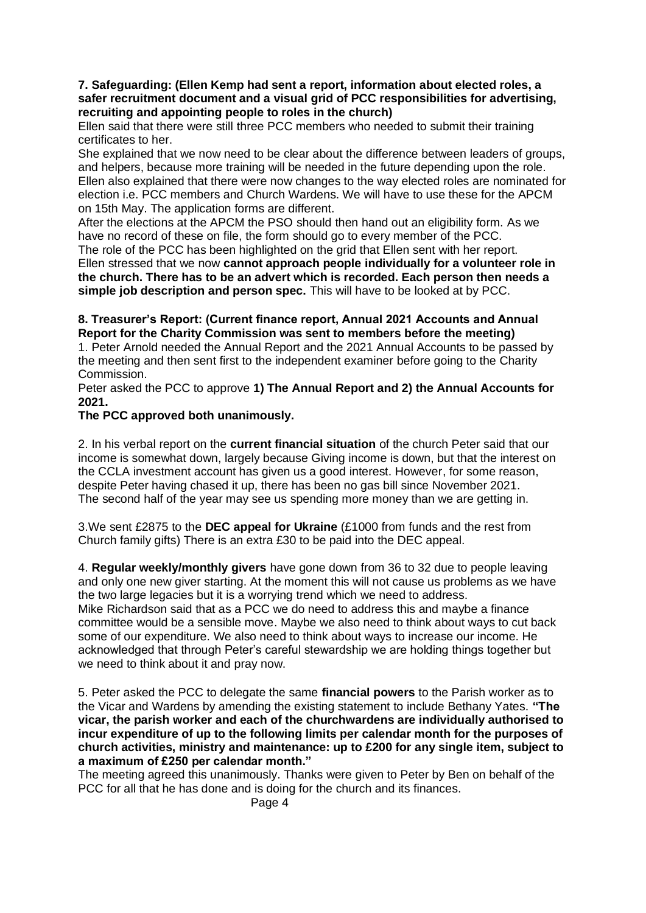**7. Safeguarding: (Ellen Kemp had sent a report, information about elected roles, a safer recruitment document and a visual grid of PCC responsibilities for advertising, recruiting and appointing people to roles in the church)**

Ellen said that there were still three PCC members who needed to submit their training certificates to her.

She explained that we now need to be clear about the difference between leaders of groups, and helpers, because more training will be needed in the future depending upon the role.

Ellen also explained that there were now changes to the way elected roles are nominated for election i.e. PCC members and Church Wardens. We will have to use these for the APCM on 15th May. The application forms are different.

After the elections at the APCM the PSO should then hand out an eligibility form. As we have no record of these on file, the form should go to every member of the PCC.

The role of the PCC has been highlighted on the grid that Ellen sent with her report.

Ellen stressed that we now **cannot approach people individually for a volunteer role in the church. There has to be an advert which is recorded. Each person then needs a simple job description and person spec.** This will have to be looked at by PCC.

**8. Treasurer's Report: (Current finance report, Annual 2021 Accounts and Annual Report for the Charity Commission was sent to members before the meeting)**

1. Peter Arnold needed the Annual Report and the 2021 Annual Accounts to be passed by the meeting and then sent first to the independent examiner before going to the Charity Commission.

Peter asked the PCC to approve **1) The Annual Report and 2) the Annual Accounts for 2021.**

**The PCC approved both unanimously.**

2. In his verbal report on the **current financial situation** of the church Peter said that our income is somewhat down, largely because Giving income is down, but that the interest on the CCLA investment account has given us a good interest. However, for some reason, despite Peter having chased it up, there has been no gas bill since November 2021. The second half of the year may see us spending more money than we are getting in.

3.We sent £2875 to the **DEC appeal for Ukraine** (£1000 from funds and the rest from Church family gifts) There is an extra £30 to be paid into the DEC appeal.

4. **Regular weekly/monthly givers** have gone down from 36 to 32 due to people leaving and only one new giver starting. At the moment this will not cause us problems as we have the two large legacies but it is a worrying trend which we need to address.

Mike Richardson said that as a PCC we do need to address this and maybe a finance committee would be a sensible move. Maybe we also need to think about ways to cut back some of our expenditure. We also need to think about ways to increase our income. He acknowledged that through Peter's careful stewardship we are holding things together but we need to think about it and pray now.

5. Peter asked the PCC to delegate the same **financial powers** to the Parish worker as to the Vicar and Wardens by amending the existing statement to include Bethany Yates. **"The vicar, the parish worker and each of the churchwardens are individually authorised to incur expenditure of up to the following limits per calendar month for the purposes of church activities, ministry and maintenance: up to £200 for any single item, subject to a maximum of £250 per calendar month."**

The meeting agreed this unanimously. Thanks were given to Peter by Ben on behalf of the PCC for all that he has done and is doing for the church and its finances.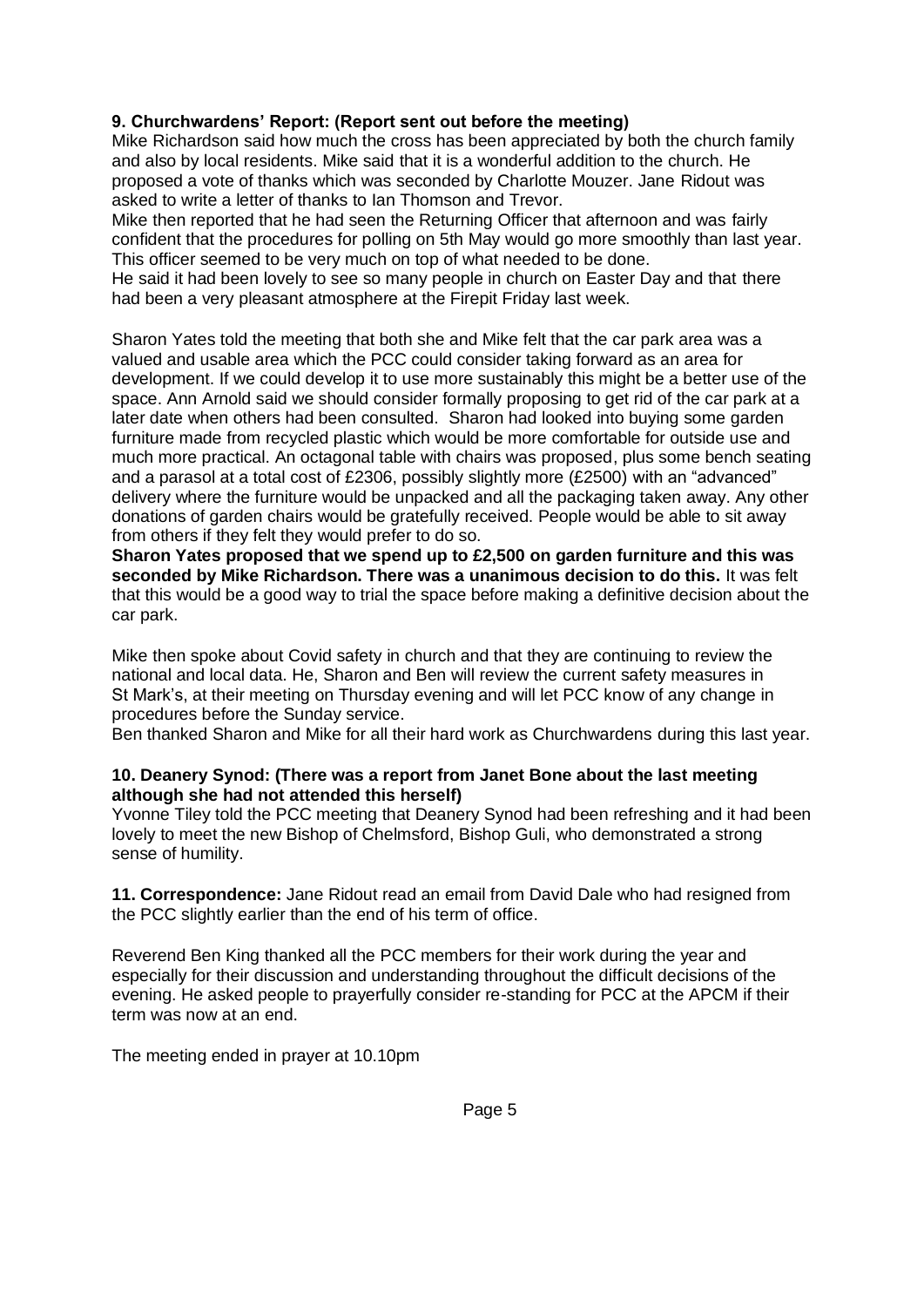**9. Churchwardens' Report: (Report sent out before the meeting)**
Mike Richardson said how much the cross has been appreciated by both the church family and also by local residents. Mike said that it is a wonderful addition to the church. He proposed a vote of thanks which was seconded by Charlotte Mouzer. Jane Ridout was asked to write a letter of thanks to Ian Thomson and Trevor.
Mike then reported that he had seen the Returning Officer that afternoon and was fairly confident that the procedures for polling on 5th May would go more smoothly than last year. This officer seemed to be very much on top of what needed to be done.
He said it had been lovely to see so many people in church on Easter Day and that there had been a very pleasant atmosphere at the Firepit Friday last week.

Sharon Yates told the meeting that both she and Mike felt that the car park area was a valued and usable area which the PCC could consider taking forward as an area for development. If we could develop it to use more sustainably this might be a better use of the space. Ann Arnold said we should consider formally proposing to get rid of the car park at a later date when others had been consulted. Sharon had looked into buying some garden furniture made from recycled plastic which would be more comfortable for outside use and much more practical. An octagonal table with chairs was proposed, plus some bench seating and a parasol at a total cost of £2306, possibly slightly more (£2500) with an "advanced" delivery where the furniture would be unpacked and all the packaging taken away. Any other donations of garden chairs would be gratefully received. People would be able to sit away from others if they felt they would prefer to do so.
**Sharon Yates proposed that we spend up to £2,500 on garden furniture and this was seconded by Mike Richardson. There was a unanimous decision to do this.** It was felt that this would be a good way to trial the space before making a definitive decision about the car park.

Mike then spoke about Covid safety in church and that they are continuing to review the national and local data. He, Sharon and Ben will review the current safety measures in St Mark's, at their meeting on Thursday evening and will let PCC know of any change in procedures before the Sunday service.
Ben thanked Sharon and Mike for all their hard work as Churchwardens during this last year.

**10. Deanery Synod: (There was a report from Janet Bone about the last meeting although she had not attended this herself)**
Yvonne Tiley told the PCC meeting that Deanery Synod had been refreshing and it had been lovely to meet the new Bishop of Chelmsford, Bishop Guli, who demonstrated a strong sense of humility.

**11. Correspondence:** Jane Ridout read an email from David Dale who had resigned from the PCC slightly earlier than the end of his term of office.

Reverend Ben King thanked all the PCC members for their work during the year and especially for their discussion and understanding throughout the difficult decisions of the evening. He asked people to prayerfully consider re-standing for PCC at the APCM if their term was now at an end.

The meeting ended in prayer at 10.10pm